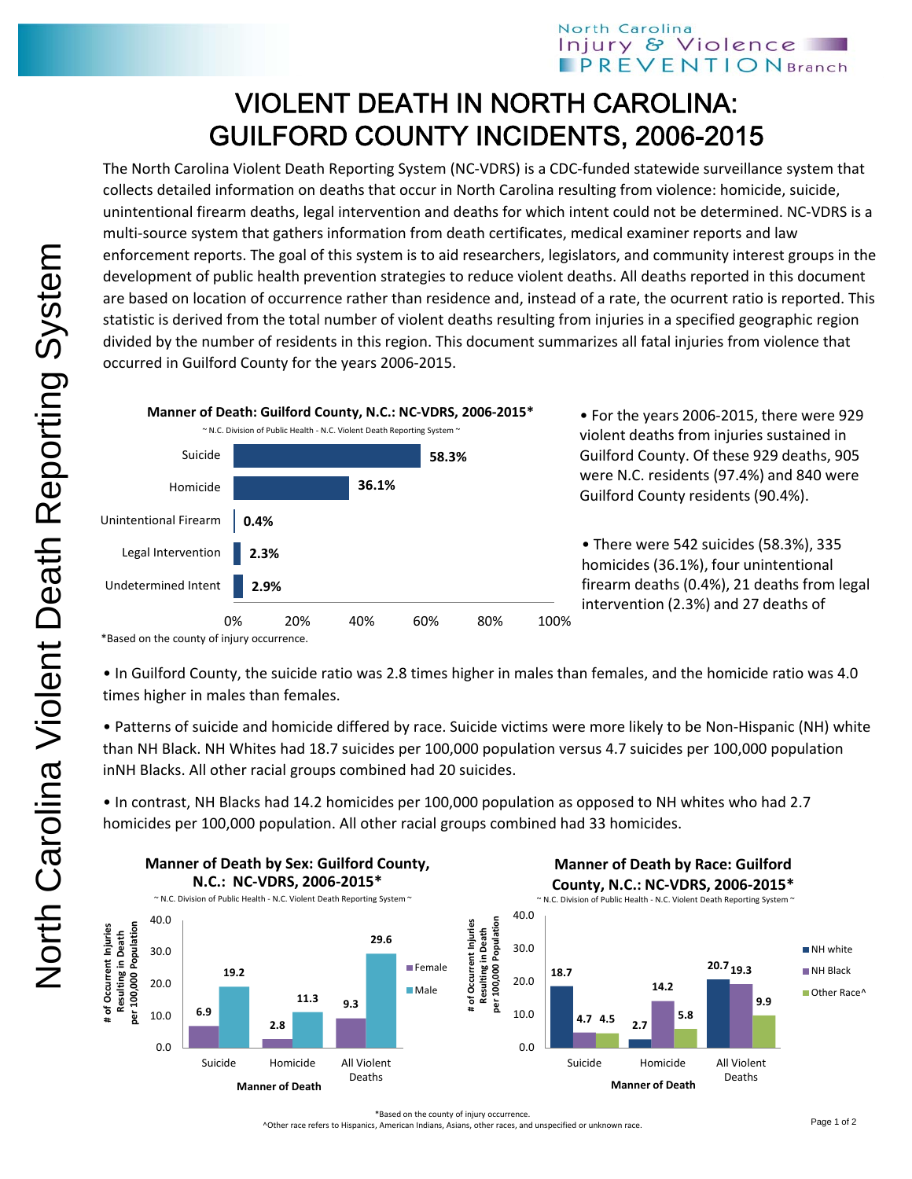North Carolina Injury & Violence PREVENTION Branch

# VIOLENT DEATH IN NORTH CAROLINA: GUILFORD COUNTY INCIDENTS, 2006-2015

The North Carolina Violent Death Reporting System (NC-VDRS) is a CDC-funded statewide surveillance system that collects detailed information on deaths that occur in North Carolina resulting from violence: homicide, suicide, unintentional firearm deaths, legal intervention and deaths for which intent could not be determined. NC-VDRS is a multi-source system that gathers information from death certificates, medical examiner reports and law enforcement reports. The goal of this system is to aid researchers, legislators, and community interest groups in the development of public health prevention strategies to reduce violent deaths. All deaths reported in this document are based on location of occurrence rather than residence and, instead of a rate, the ocurrent ratio is reported. This statistic is derived from the total number of violent deaths resulting from injuries in a specified geographic region divided by the number of residents in this region. This document summarizes all fatal injuries from violence that occurred in Guilford County for the years 2006-2015.

**Manner of Death: Guilford County, N.C.: NC-VDRS, 2006-2015***

~ N.C. Division of Public Health - N.C. Violent Death Reporting System ~

Suicide 58.3%
Homicide 36.1%
Unintentional Firearm 0.4%
Legal Intervention 2.3%
Undetermined Intent 2.9%

0% 20% 40% 60% 80% 100%

*Based on the county of injury occurrence.

- For the years 2006-2015, there were 929 violent deaths from injuries sustained in Guilford County. Of these 929 deaths, 905 were N.C. residents (97.4%) and 840 were Guilford County residents (90.4%).

- There were 542 suicides (58.3%), 335 homicides (36.1%), four unintentional firearm deaths (0.4%), 21 deaths from legal intervention (2.3%) and 27 deaths of

- In Guilford County, the suicide ratio was 2.8 times higher in males than females, and the homicide ratio was 4.0 times higher in males than females.

- Patterns of suicide and homicide differed by race. Suicide victims were more likely to be Non-Hispanic (NH) white than NH Black. NH Whites had 18.7 suicides per 100,000 population versus 4.7 suicides per 100,000 population inNH Blacks. All other racial groups combined had 20 suicides.

- In contrast, NH Blacks had 14.2 homicides per 100,000 population as opposed to NH whites who had 2.7 homicides per 100,000 population. All other racial groups combined had 33 homicides.

**Manner of Death by Sex: Guilford County, N.C.: NC-VDRS, 2006-2015***

~ N.C. Division of Public Health - N.C. Violent Death Reporting System ~

# of Occurrent Injuries Resulting in Death per 100,000 Population

40.0 30.0 20.0 10.0 0.0

Female, Male

Suicide: 6.9, 19.2
Homicide: 2.8, 11.3
All Violent Deaths: 9.3, 29.6

Manner of Death

**Manner of Death by Race: Guilford County, N.C.: NC-VDRS, 2006-2015***

~ N.C. Division of Public Health - N.C. Violent Death Reporting System ~

# of Occurrent Injuries Resulting in Death per 100,000 Population

40.0 30.0 20.0 10.0 0.0

NH white, NH Black, Other Race^

Suicide: 18.7, 4.7, 4.5
Homicide: 2.7, 14.2, 5.8
All Violent Deaths: 20.7, 19.3, 9.9

Manner of Death

*Based on the county of injury occurrence.

^Other race refers to Hispanics, American Indians, Asians, other races, and unspecified or unknown race.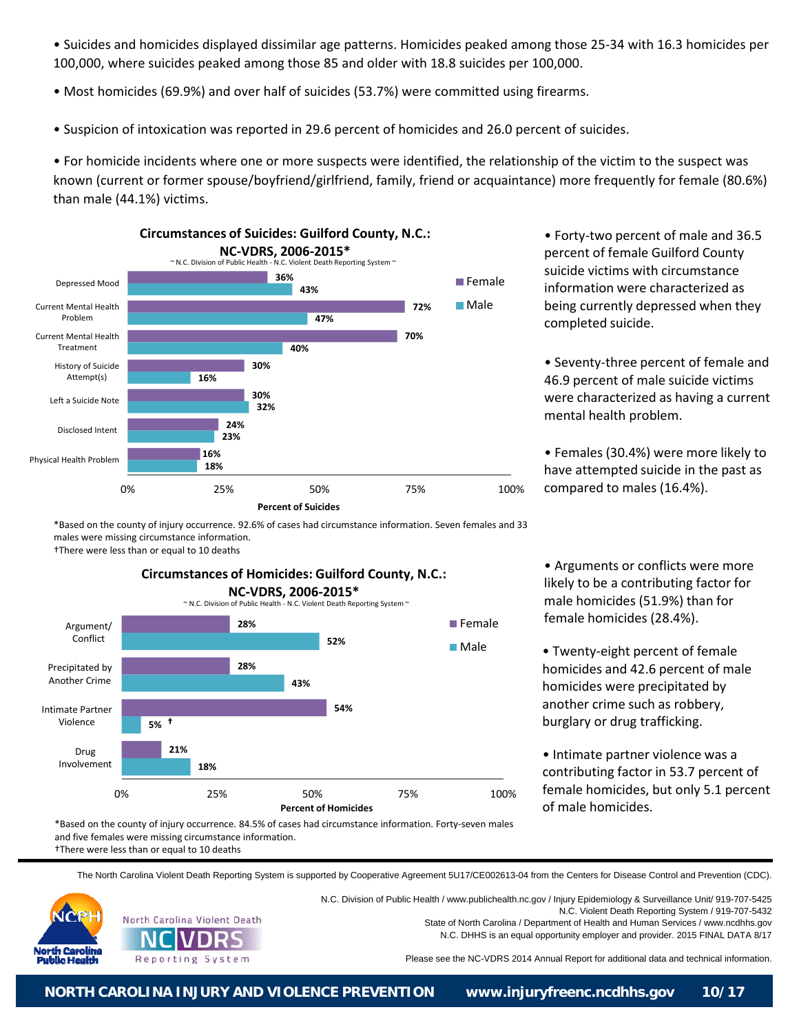• Suicides and homicides displayed dissimilar age patterns. Homicides peaked among those 25-34 with 16.3 homicides per 100,000, where suicides peaked among those 85 and older with 18.8 suicides per 100,000.

• Most homicides (69.9%) and over half of suicides (53.7%) were committed using firearms.

• Suspicion of intoxication was reported in 29.6 percent of homicides and 26.0 percent of suicides.

• For homicide incidents where one or more suspects were identified, the relationship of the victim to the suspect was known (current or former spouse/boyfriend/girlfriend, family, friend or acquaintance) more frequently for female (80.6%) than male (44.1%) victims.

**Circumstances of Suicides: Guilford County, N.C.: NC-VDRS, 2006-2015***

~ N.C. Division of Public Health - N.C. Violent Death Reporting System ~

Female
Male

Depressed Mood 36% 43%
Current Mental Health Problem 72% 47%
Current Mental Health Treatment 70% 40%
History of Suicide Attempt(s) 30% 16%
Left a Suicide Note 30% 32%
Disclosed Intent 24% 23%
Physical Health Problem 16% 18%

0% 25% 50% 75% 100%

Percent of Suicides

*Based on the county of injury occurrence. 92.6% of cases had circumstance information. Seven females and 33 males were missing circumstance information.
†There were less than or equal to 10 deaths

• Forty-two percent of male and 36.5 percent of female Guilford County suicide victims with circumstance information were characterized as being currently depressed when they completed suicide.

• Seventy-three percent of female and 46.9 percent of male suicide victims were characterized as having a current mental health problem.

• Females (30.4%) were more likely to have attempted suicide in the past as compared to males (16.4%).

**Circumstances of Homicides: Guilford County, N.C.: NC-VDRS, 2006-2015***

~ N.C. Division of Public Health - N.C. Violent Death Reporting System ~

Female
Male

Argument/ Conflict 28% 52%
Precipitated by Another Crime 28% 43%
Intimate Partner Violence 54% 5% †
Drug Involvement 21% 18%

0% 25% 50% 75% 100%

Percent of Homicides

*Based on the county of injury occurrence. 84.5% of cases had circumstance information. Forty-seven males and five females were missing circumstance information.
†There were less than or equal to 10 deaths

• Arguments or conflicts were more likely to be a contributing factor for male homicides (51.9%) than for female homicides (28.4%).

• Twenty-eight percent of female homicides and 42.6 percent of male homicides were precipitated by another crime such as robbery, burglary or drug trafficking.

• Intimate partner violence was a contributing factor in 53.7 percent of female homicides, but only 5.1 percent of male homicides.

The North Carolina Violent Death Reporting System is supported by Cooperative Agreement 5U17/CE002613-04 from the Centers for Disease Control and Prevention (CDC).

N.C. Division of Public Health / www.publichealth.nc.gov / Injury Epidemiology & Surveillance Unit/ 919-707-5425
N.C. Violent Death Reporting System / 919-707-5432
State of North Carolina / Department of Health and Human Services / www.ncdhhs.gov
N.C. DHHS is an equal opportunity employer and provider. 2015 FINAL DATA 8/17

Please see the NC-VDRS 2014 Annual Report for additional data and technical information.

NORTH CAROLINA INJURY AND VIOLENCE PREVENTION www.injuryfreenc.ncdhhs.gov